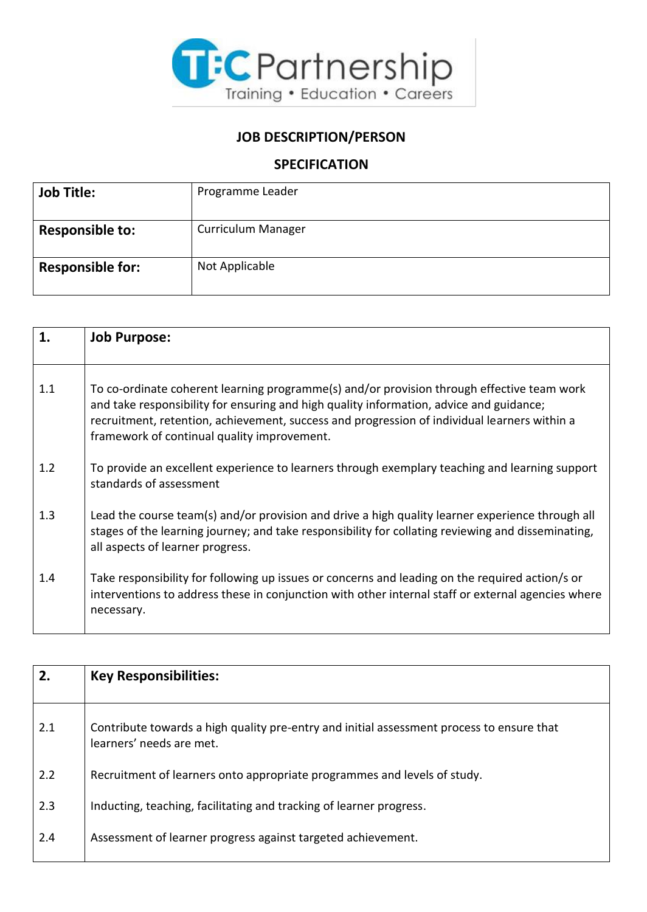**TEC Partnership**
Training • Education • Careers

# JOB DESCRIPTION/PERSON SPECIFICATION

| **Job Title:** | Programme Leader |
|---|---|
| **Responsible to:** | Curriculum Manager |
| **Responsible for:** | Not Applicable |

| **1.** | **Job Purpose:** |
|---|---|
| 1.1 | To co-ordinate coherent learning programme(s) and/or provision through effective team work and take responsibility for ensuring and high quality information, advice and guidance; recruitment, retention, achievement, success and progression of individual learners within a framework of continual quality improvement. |
| 1.2 | To provide an excellent experience to learners through exemplary teaching and learning support standards of assessment |
| 1.3 | Lead the course team(s) and/or provision and drive a high quality learner experience through all stages of the learning journey; and take responsibility for collating reviewing and disseminating, all aspects of learner progress. |
| 1.4 | Take responsibility for following up issues or concerns and leading on the required action/s or interventions to address these in conjunction with other internal staff or external agencies where necessary. |

| **2.** | **Key Responsibilities:** |
|---|---|
| 2.1 | Contribute towards a high quality pre-entry and initial assessment process to ensure that learners' needs are met. |
| 2.2 | Recruitment of learners onto appropriate programmes and levels of study. |
| 2.3 | Inducting, teaching, facilitating and tracking of learner progress. |
| 2.4 | Assessment of learner progress against targeted achievement. |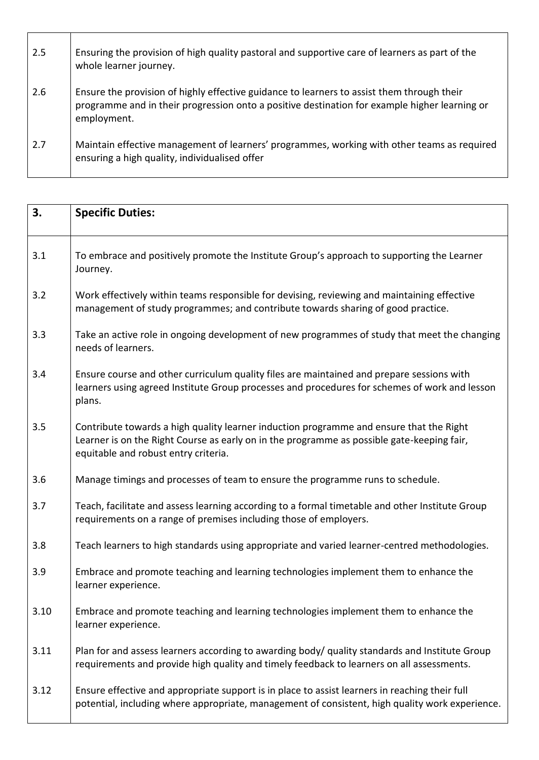| | |
|---|---|
| 2.5 | Ensuring the provision of high quality pastoral and supportive care of learners as part of the whole learner journey. |
| 2.6 | Ensure the provision of highly effective guidance to learners to assist them through their programme and in their progression onto a positive destination for example higher learning or employment. |
| 2.7 | Maintain effective management of learners' programmes, working with other teams as required ensuring a high quality, individualised offer |

| **3.** | **Specific Duties:** |
|---|---|
| 3.1 | To embrace and positively promote the Institute Group's approach to supporting the Learner Journey. |
| 3.2 | Work effectively within teams responsible for devising, reviewing and maintaining effective management of study programmes; and contribute towards sharing of good practice. |
| 3.3 | Take an active role in ongoing development of new programmes of study that meet the changing needs of learners. |
| 3.4 | Ensure course and other curriculum quality files are maintained and prepare sessions with learners using agreed Institute Group processes and procedures for schemes of work and lesson plans. |
| 3.5 | Contribute towards a high quality learner induction programme and ensure that the Right Learner is on the Right Course as early on in the programme as possible gate-keeping fair, equitable and robust entry criteria. |
| 3.6 | Manage timings and processes of team to ensure the programme runs to schedule. |
| 3.7 | Teach, facilitate and assess learning according to a formal timetable and other Institute Group requirements on a range of premises including those of employers. |
| 3.8 | Teach learners to high standards using appropriate and varied learner-centred methodologies. |
| 3.9 | Embrace and promote teaching and learning technologies implement them to enhance the learner experience. |
| 3.10 | Embrace and promote teaching and learning technologies implement them to enhance the learner experience. |
| 3.11 | Plan for and assess learners according to awarding body/ quality standards and Institute Group requirements and provide high quality and timely feedback to learners on all assessments. |
| 3.12 | Ensure effective and appropriate support is in place to assist learners in reaching their full potential, including where appropriate, management of consistent, high quality work experience. |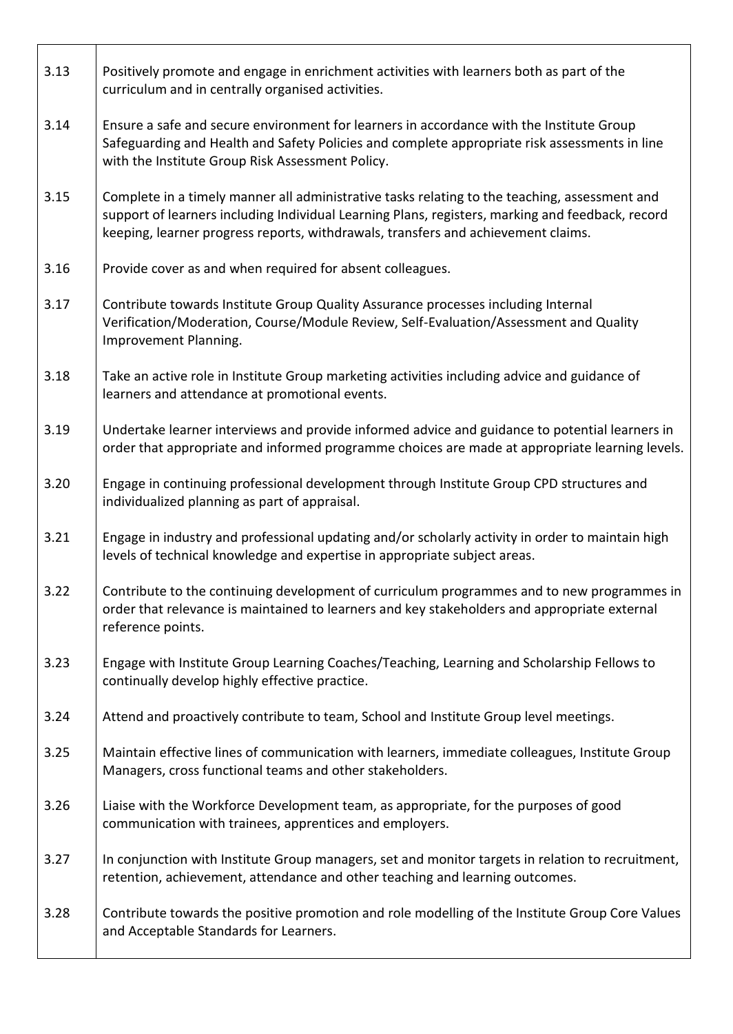| | |
|---|---|
| 3.13 | Positively promote and engage in enrichment activities with learners both as part of the curriculum and in centrally organised activities. |
| 3.14 | Ensure a safe and secure environment for learners in accordance with the Institute Group Safeguarding and Health and Safety Policies and complete appropriate risk assessments in line with the Institute Group Risk Assessment Policy. |
| 3.15 | Complete in a timely manner all administrative tasks relating to the teaching, assessment and support of learners including Individual Learning Plans, registers, marking and feedback, record keeping, learner progress reports, withdrawals, transfers and achievement claims. |
| 3.16 | Provide cover as and when required for absent colleagues. |
| 3.17 | Contribute towards Institute Group Quality Assurance processes including Internal Verification/Moderation, Course/Module Review, Self-Evaluation/Assessment and Quality Improvement Planning. |
| 3.18 | Take an active role in Institute Group marketing activities including advice and guidance of learners and attendance at promotional events. |
| 3.19 | Undertake learner interviews and provide informed advice and guidance to potential learners in order that appropriate and informed programme choices are made at appropriate learning levels. |
| 3.20 | Engage in continuing professional development through Institute Group CPD structures and individualized planning as part of appraisal. |
| 3.21 | Engage in industry and professional updating and/or scholarly activity in order to maintain high levels of technical knowledge and expertise in appropriate subject areas. |
| 3.22 | Contribute to the continuing development of curriculum programmes and to new programmes in order that relevance is maintained to learners and key stakeholders and appropriate external reference points. |
| 3.23 | Engage with Institute Group Learning Coaches/Teaching, Learning and Scholarship Fellows to continually develop highly effective practice. |
| 3.24 | Attend and proactively contribute to team, School and Institute Group level meetings. |
| 3.25 | Maintain effective lines of communication with learners, immediate colleagues, Institute Group Managers, cross functional teams and other stakeholders. |
| 3.26 | Liaise with the Workforce Development team, as appropriate, for the purposes of good communication with trainees, apprentices and employers. |
| 3.27 | In conjunction with Institute Group managers, set and monitor targets in relation to recruitment, retention, achievement, attendance and other teaching and learning outcomes. |
| 3.28 | Contribute towards the positive promotion and role modelling of the Institute Group Core Values and Acceptable Standards for Learners. |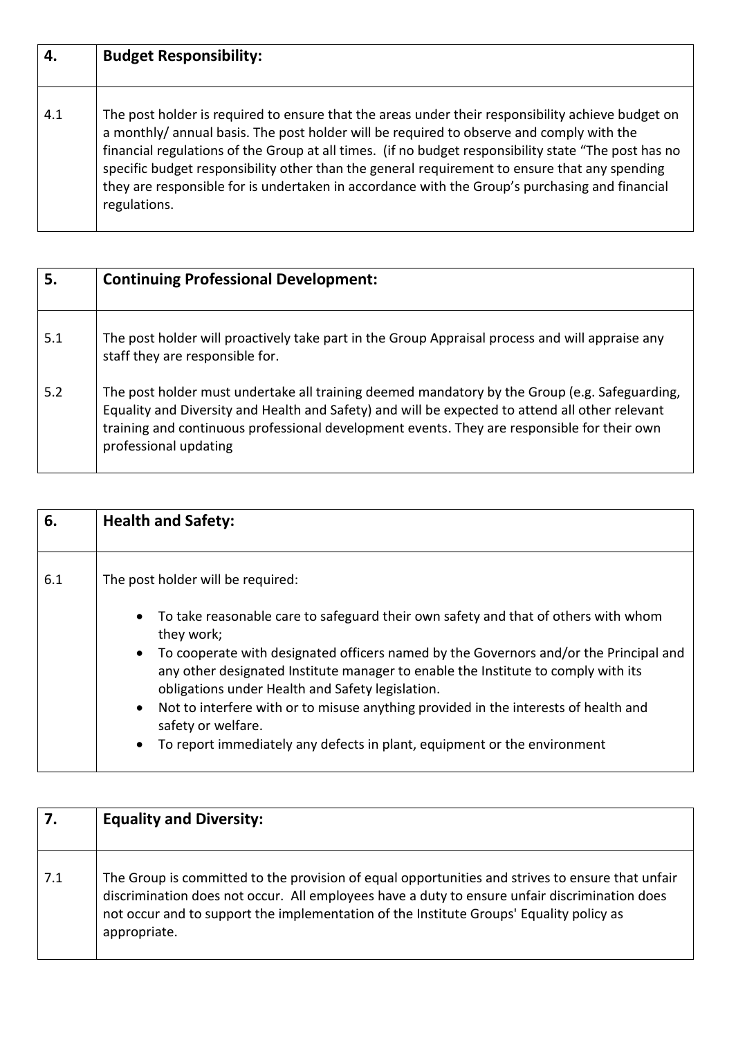| 4. | **Budget Responsibility:** |
|---|---|
| 4.1 | The post holder is required to ensure that the areas under their responsibility achieve budget on a monthly/ annual basis. The post holder will be required to observe and comply with the financial regulations of the Group at all times. (if no budget responsibility state "The post has no specific budget responsibility other than the general requirement to ensure that any spending they are responsible for is undertaken in accordance with the Group's purchasing and financial regulations. |

| 5. | **Continuing Professional Development:** |
|---|---|
| 5.1 | The post holder will proactively take part in the Group Appraisal process and will appraise any staff they are responsible for. |
| 5.2 | The post holder must undertake all training deemed mandatory by the Group (e.g. Safeguarding, Equality and Diversity and Health and Safety) and will be expected to attend all other relevant training and continuous professional development events. They are responsible for their own professional updating |

| 6. | **Health and Safety:** |
|---|---|
| 6.1 | The post holder will be required:<br><br>• To take reasonable care to safeguard their own safety and that of others with whom they work;<br>• To cooperate with designated officers named by the Governors and/or the Principal and any other designated Institute manager to enable the Institute to comply with its obligations under Health and Safety legislation.<br>• Not to interfere with or to misuse anything provided in the interests of health and safety or welfare.<br>• To report immediately any defects in plant, equipment or the environment |

| 7. | **Equality and Diversity:** |
|---|---|
| 7.1 | The Group is committed to the provision of equal opportunities and strives to ensure that unfair discrimination does not occur. All employees have a duty to ensure unfair discrimination does not occur and to support the implementation of the Institute Groups' Equality policy as appropriate. |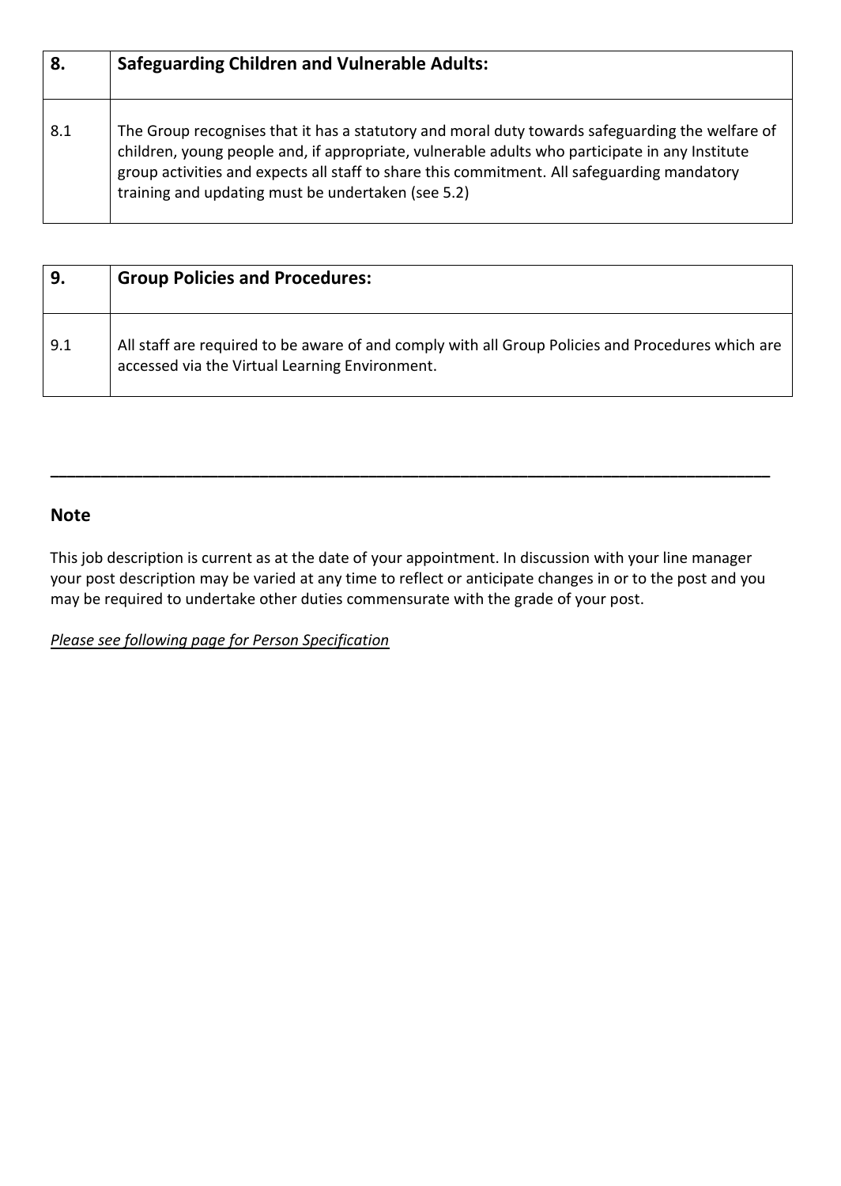| 8. | **Safeguarding Children and Vulnerable Adults:** |
| --- | --- |
| 8.1 | The Group recognises that it has a statutory and moral duty towards safeguarding the welfare of children, young people and, if appropriate, vulnerable adults who participate in any Institute group activities and expects all staff to share this commitment. All safeguarding mandatory training and updating must be undertaken (see 5.2) |

| 9. | **Group Policies and Procedures:** |
| --- | --- |
| 9.1 | All staff are required to be aware of and comply with all Group Policies and Procedures which are accessed via the Virtual Learning Environment. |

---

**Note**

This job description is current as at the date of your appointment. In discussion with your line manager your post description may be varied at any time to reflect or anticipate changes in or to the post and you may be required to undertake other duties commensurate with the grade of your post.

*Please see following page for Person Specification*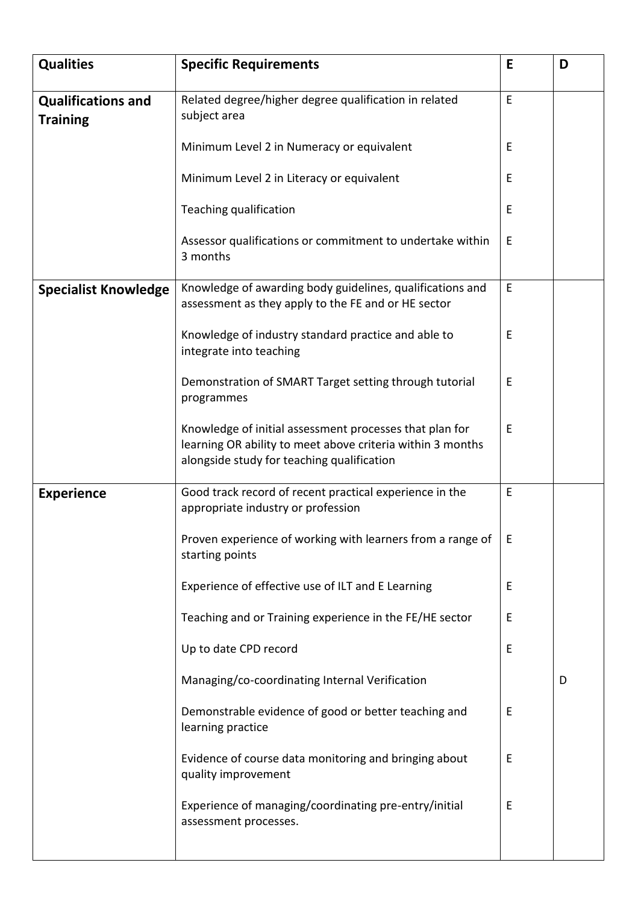| Qualities | Specific Requirements | E | D |
|---|---|---|---|
| **Qualifications and Training** | Related degree/higher degree qualification in related subject area | E | |
| | Minimum Level 2 in Numeracy or equivalent | E | |
| | Minimum Level 2 in Literacy or equivalent | E | |
| | Teaching qualification | E | |
| | Assessor qualifications or commitment to undertake within 3 months | E | |
| **Specialist Knowledge** | Knowledge of awarding body guidelines, qualifications and assessment as they apply to the FE and or HE sector | E | |
| | Knowledge of industry standard practice and able to integrate into teaching | E | |
| | Demonstration of SMART Target setting through tutorial programmes | E | |
| | Knowledge of initial assessment processes that plan for learning OR ability to meet above criteria within 3 months alongside study for teaching qualification | E | |
| **Experience** | Good track record of recent practical experience in the appropriate industry or profession | E | |
| | Proven experience of working with learners from a range of starting points | E | |
| | Experience of effective use of ILT and E Learning | E | |
| | Teaching and or Training experience in the FE/HE sector | E | |
| | Up to date CPD record | E | |
| | Managing/co-coordinating Internal Verification | | D |
| | Demonstrable evidence of good or better teaching and learning practice | E | |
| | Evidence of course data monitoring and bringing about quality improvement | E | |
| | Experience of managing/coordinating pre-entry/initial assessment processes. | E | |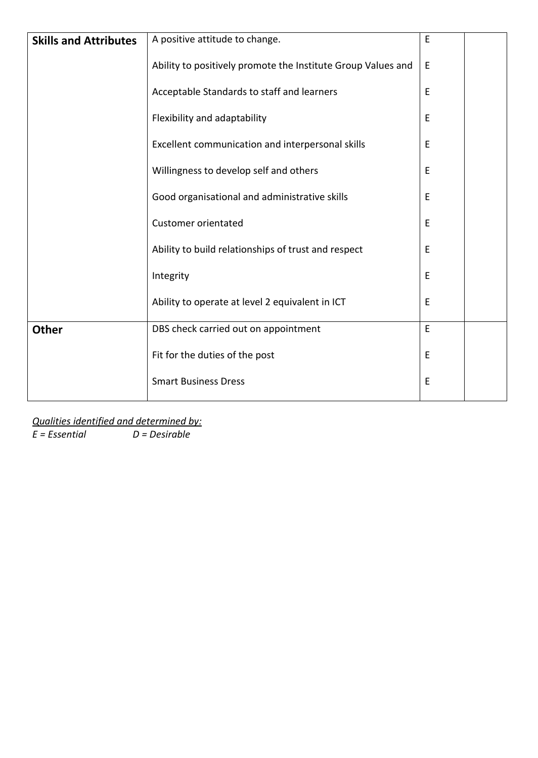| | | | |
|---|---|---|---|
| **Skills and Attributes** | A positive attitude to change. | E | |
| | Ability to positively promote the Institute Group Values and | E | |
| | Acceptable Standards to staff and learners | E | |
| | Flexibility and adaptability | E | |
| | Excellent communication and interpersonal skills | E | |
| | Willingness to develop self and others | E | |
| | Good organisational and administrative skills | E | |
| | Customer orientated | E | |
| | Ability to build relationships of trust and respect | E | |
| | Integrity | E | |
| | Ability to operate at level 2 equivalent in ICT | E | |
| **Other** | DBS check carried out on appointment | E | |
| | Fit for the duties of the post | E | |
| | Smart Business Dress | E | |

*Qualities identified and determined by:*
*E = Essential D = Desirable*